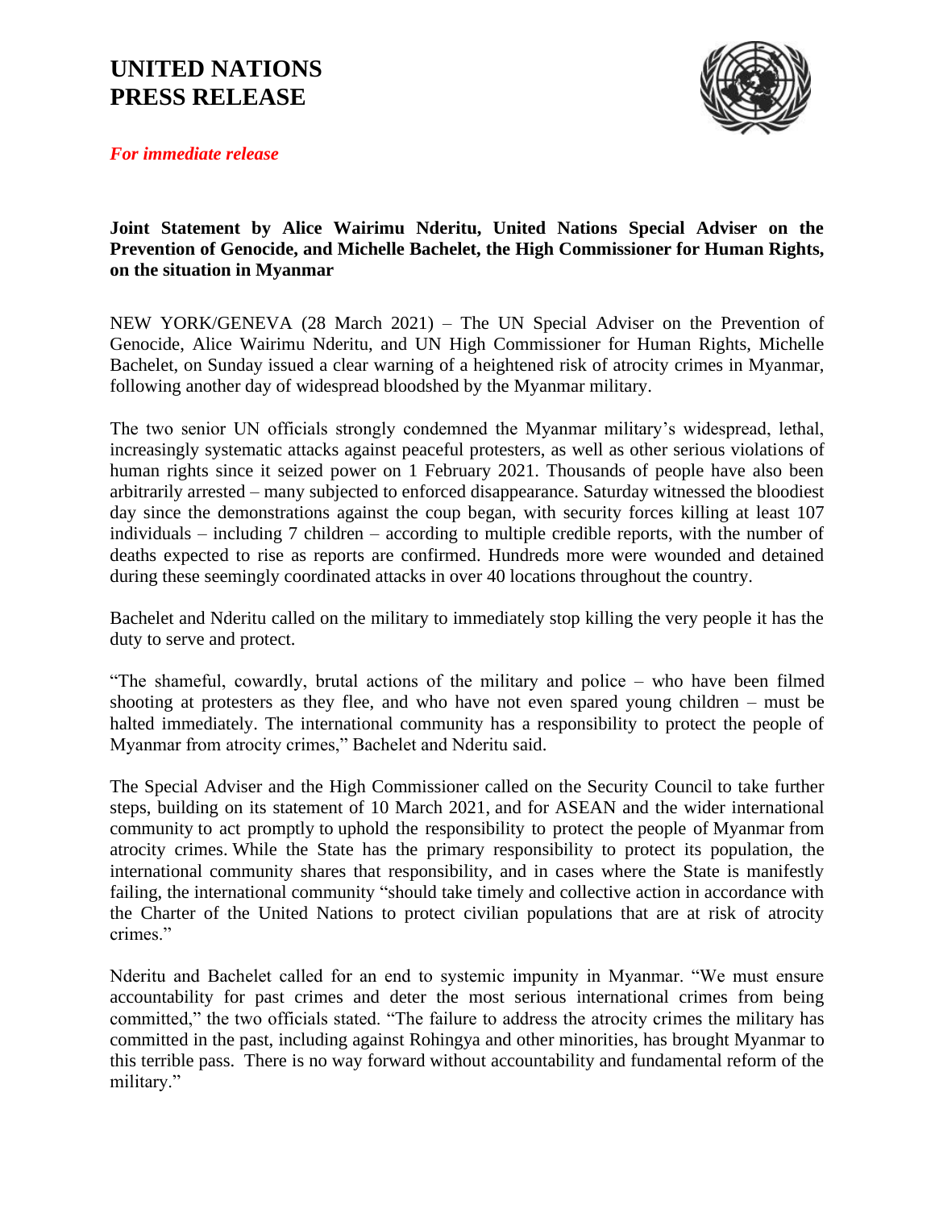# UNITED NATIONS PRESS RELEASE

*For immediate release*

**Joint Statement by Alice Wairimu Nderitu, United Nations Special Adviser on the Prevention of Genocide, and Michelle Bachelet, the High Commissioner for Human Rights, on the situation in Myanmar**

NEW YORK/GENEVA (28 March 2021) – The UN Special Adviser on the Prevention of Genocide, Alice Wairimu Nderitu, and UN High Commissioner for Human Rights, Michelle Bachelet, on Sunday issued a clear warning of a heightened risk of atrocity crimes in Myanmar, following another day of widespread bloodshed by the Myanmar military.

The two senior UN officials strongly condemned the Myanmar military's widespread, lethal, increasingly systematic attacks against peaceful protesters, as well as other serious violations of human rights since it seized power on 1 February 2021. Thousands of people have also been arbitrarily arrested – many subjected to enforced disappearance. Saturday witnessed the bloodiest day since the demonstrations against the coup began, with security forces killing at least 107 individuals – including 7 children – according to multiple credible reports, with the number of deaths expected to rise as reports are confirmed. Hundreds more were wounded and detained during these seemingly coordinated attacks in over 40 locations throughout the country.

Bachelet and Nderitu called on the military to immediately stop killing the very people it has the duty to serve and protect.

"The shameful, cowardly, brutal actions of the military and police – who have been filmed shooting at protesters as they flee, and who have not even spared young children – must be halted immediately. The international community has a responsibility to protect the people of Myanmar from atrocity crimes," Bachelet and Nderitu said.

The Special Adviser and the High Commissioner called on the Security Council to take further steps, building on its statement of 10 March 2021, and for ASEAN and the wider international community to act promptly to uphold the responsibility to protect the people of Myanmar from atrocity crimes. While the State has the primary responsibility to protect its population, the international community shares that responsibility, and in cases where the State is manifestly failing, the international community "should take timely and collective action in accordance with the Charter of the United Nations to protect civilian populations that are at risk of atrocity crimes."

Nderitu and Bachelet called for an end to systemic impunity in Myanmar. "We must ensure accountability for past crimes and deter the most serious international crimes from being committed," the two officials stated. "The failure to address the atrocity crimes the military has committed in the past, including against Rohingya and other minorities, has brought Myanmar to this terrible pass. There is no way forward without accountability and fundamental reform of the military."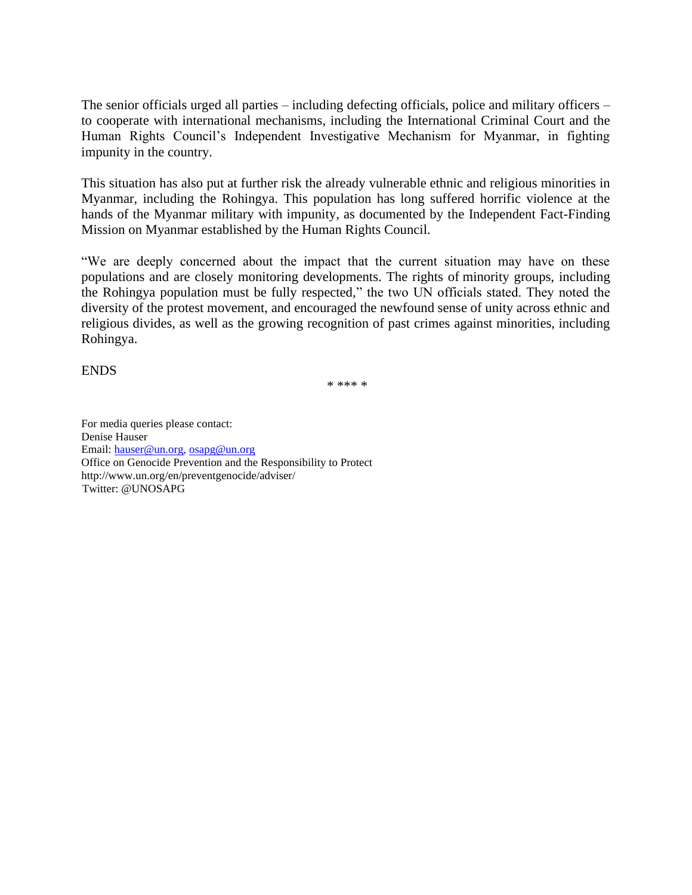The senior officials urged all parties – including defecting officials, police and military officers – to cooperate with international mechanisms, including the International Criminal Court and the Human Rights Council's Independent Investigative Mechanism for Myanmar, in fighting impunity in the country.

This situation has also put at further risk the already vulnerable ethnic and religious minorities in Myanmar, including the Rohingya. This population has long suffered horrific violence at the hands of the Myanmar military with impunity, as documented by the Independent Fact-Finding Mission on Myanmar established by the Human Rights Council.

"We are deeply concerned about the impact that the current situation may have on these populations and are closely monitoring developments. The rights of minority groups, including the Rohingya population must be fully respected," the two UN officials stated. They noted the diversity of the protest movement, and encouraged the newfound sense of unity across ethnic and religious divides, as well as the growing recognition of past crimes against minorities, including Rohingya.

ENDS

* *** *

For media queries please contact:
Denise Hauser
Email: hauser@un.org, osapg@un.org
Office on Genocide Prevention and the Responsibility to Protect
http://www.un.org/en/preventgenocide/adviser/
Twitter: @UNOSAPG